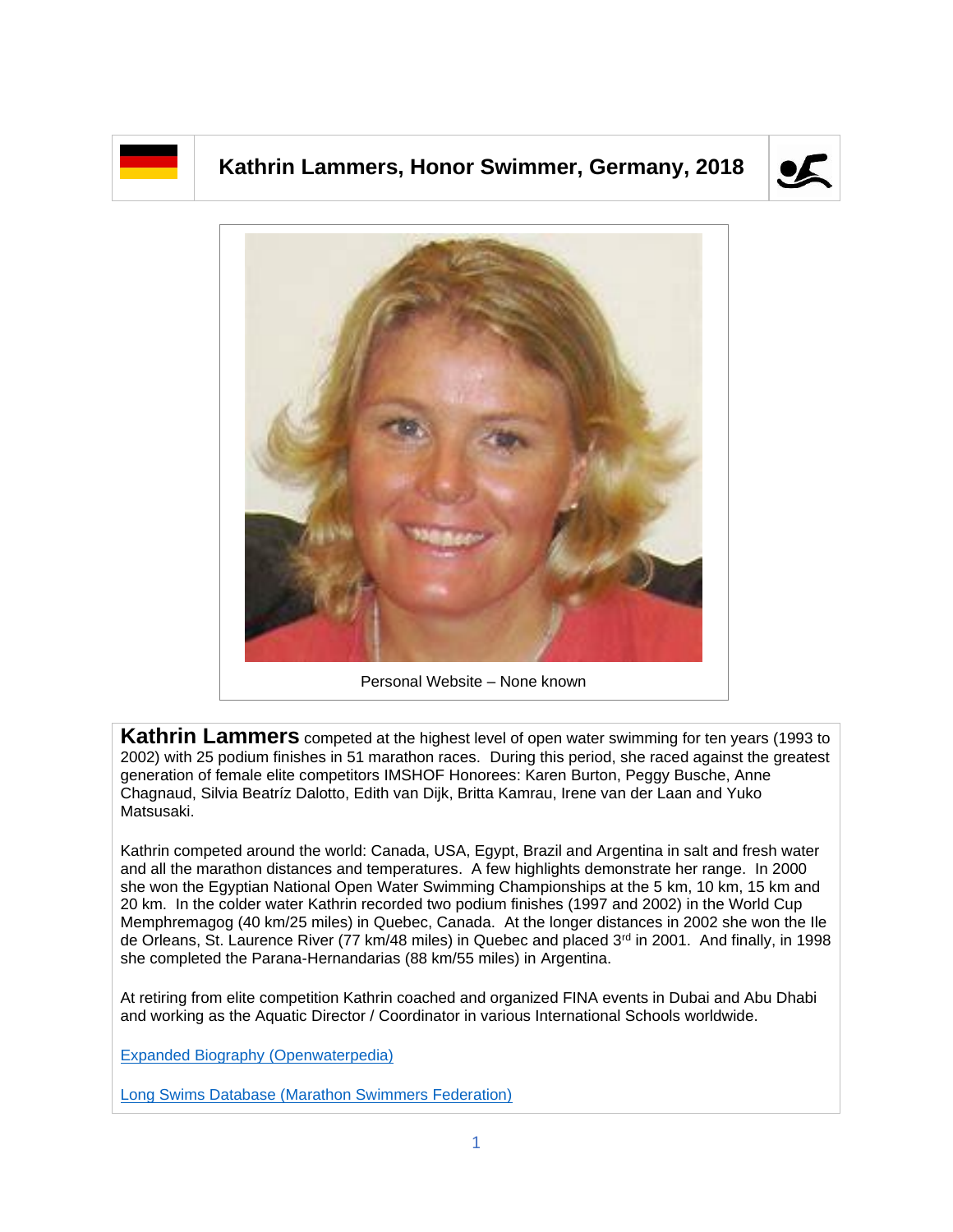# Kathrin Lammers, Honor Swimmer, Germany, 2018

Personal Website – None known

**Kathrin Lammers** competed at the highest level of open water swimming for ten years (1993 to 2002) with 25 podium finishes in 51 marathon races. During this period, she raced against the greatest generation of female elite competitors IMSHOF Honorees: Karen Burton, Peggy Busche, Anne Chagnaud, Silvia Beatríz Dalotto, Edith van Dijk, Britta Kamrau, Irene van der Laan and Yuko Matsusaki.

Kathrin competed around the world: Canada, USA, Egypt, Brazil and Argentina in salt and fresh water and all the marathon distances and temperatures. A few highlights demonstrate her range. In 2000 she won the Egyptian National Open Water Swimming Championships at the 5 km, 10 km, 15 km and 20 km. In the colder water Kathrin recorded two podium finishes (1997 and 2002) in the World Cup Memphremagog (40 km/25 miles) in Quebec, Canada. At the longer distances in 2002 she won the Ile de Orleans, St. Laurence River (77 km/48 miles) in Quebec and placed 3rd in 2001. And finally, in 1998 she completed the Parana-Hernandarias (88 km/55 miles) in Argentina.

At retiring from elite competition Kathrin coached and organized FINA events in Dubai and Abu Dhabi and working as the Aquatic Director / Coordinator in various International Schools worldwide.

[Expanded Biography (Openwaterpedia)]

[Long Swims Database (Marathon Swimmers Federation)]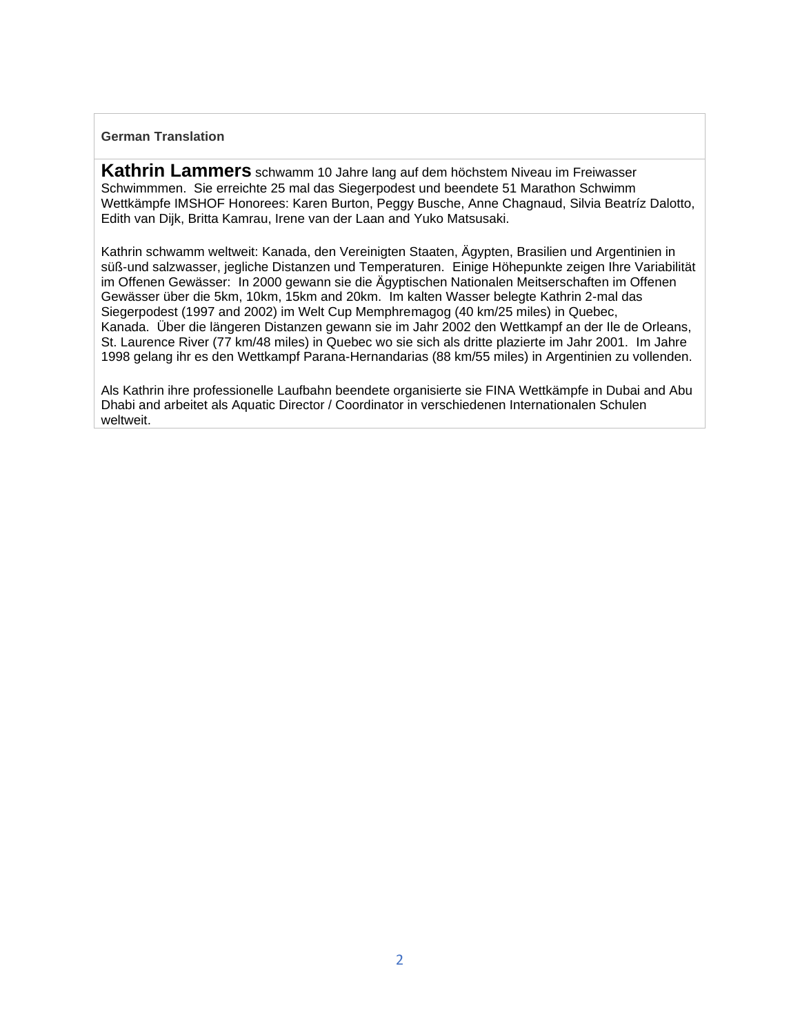**German Translation**

**Kathrin Lammers** schwamm 10 Jahre lang auf dem höchstem Niveau im Freiwasser Schwimmmen. Sie erreichte 25 mal das Siegerpodest und beendete 51 Marathon Schwimm Wettkämpfe IMSHOF Honorees: Karen Burton, Peggy Busche, Anne Chagnaud, Silvia Beatríz Dalotto, Edith van Dijk, Britta Kamrau, Irene van der Laan and Yuko Matsusaki.

Kathrin schwamm weltweit: Kanada, den Vereinigten Staaten, Ägypten, Brasilien und Argentinien in süß-und salzwasser, jegliche Distanzen und Temperaturen. Einige Höhepunkte zeigen Ihre Variabilität im Offenen Gewässer: In 2000 gewann sie die Ägyptischen Nationalen Meitserschaften im Offenen Gewässer über die 5km, 10km, 15km and 20km. Im kalten Wasser belegte Kathrin 2-mal das Siegerpodest (1997 and 2002) im Welt Cup Memphremagog (40 km/25 miles) in Quebec, Kanada. Über die längeren Distanzen gewann sie im Jahr 2002 den Wettkampf an der Ile de Orleans, St. Laurence River (77 km/48 miles) in Quebec wo sie sich als dritte plazierte im Jahr 2001. Im Jahre 1998 gelang ihr es den Wettkampf Parana-Hernandarias (88 km/55 miles) in Argentinien zu vollenden.

Als Kathrin ihre professionelle Laufbahn beendete organisierte sie FINA Wettkämpfe in Dubai and Abu Dhabi and arbeitet als Aquatic Director / Coordinator in verschiedenen Internationalen Schulen weltweit.